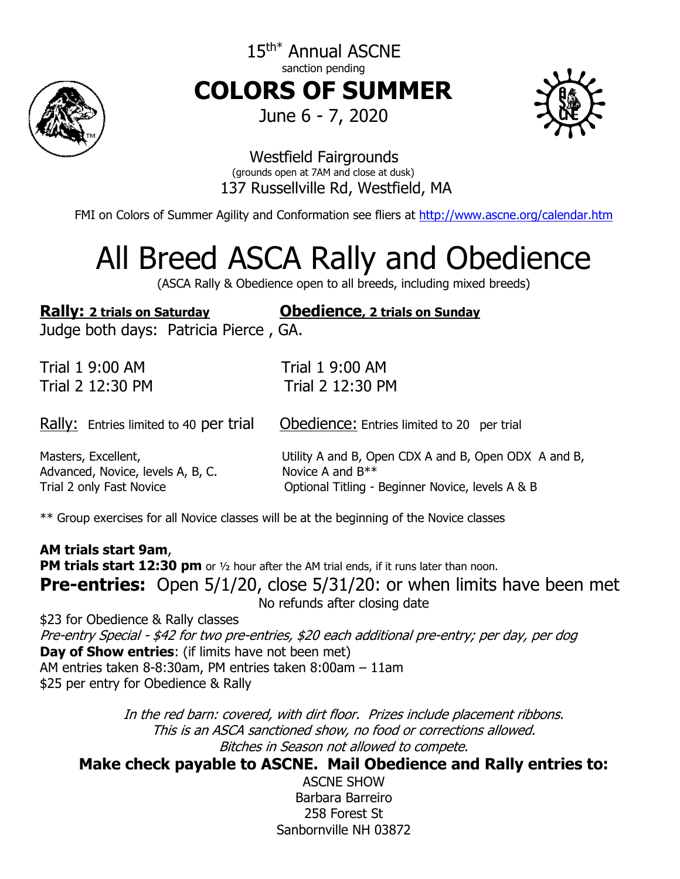15th* Annual ASCNE

sanction pending

# COLORS OF SUMMER

June 6 - 7, 2020

Westfield Fairgrounds
(grounds open at 7AM and close at dusk)
137 Russellville Rd, Westfield, MA

FMI on Colors of Summer Agility and Conformation see fliers at http://www.ascne.org/calendar.htm

# All Breed ASCA Rally and Obedience

(ASCA Rally & Obedience open to all breeds, including mixed breeds)

**Rally: 2 trials on Saturday**

**Obedience, 2 trials on Sunday**

Judge both days: Patricia Pierce , GA.

| Rally | Obedience |
|---|---|
| Trial 1 9:00 AM | Trial 1 9:00 AM |
| Trial 2 12:30 PM | Trial 2 12:30 PM |
| Rally: Entries limited to 40 per trial | Obedience: Entries limited to 20 per trial |
| Masters, Excellent, Advanced, Novice, levels A, B, C. | Utility A and B, Open CDX A and B, Open ODX A and B, Novice A and B** |
| Trial 2 only Fast Novice | Optional Titling - Beginner Novice, levels A & B |

** Group exercises for all Novice classes will be at the beginning of the Novice classes

**AM trials start 9am**,
**PM trials start 12:30 pm** or ½ hour after the AM trial ends, if it runs later than noon.

**Pre-entries:** Open 5/1/20, close 5/31/20: or when limits have been met
No refunds after closing date

$23 for Obedience & Rally classes
*Pre-entry Special - $42 for two pre-entries, $20 each additional pre-entry; per day, per dog*
**Day of Show entries**: (if limits have not been met)
AM entries taken 8-8:30am, PM entries taken 8:00am – 11am
$25 per entry for Obedience & Rally

*In the red barn: covered, with dirt floor. Prizes include placement ribbons.*
*This is an ASCA sanctioned show, no food or corrections allowed.*
*Bitches in Season not allowed to compete.*

**Make check payable to ASCNE. Mail Obedience and Rally entries to:**

ASCNE SHOW
Barbara Barreiro
258 Forest St
Sanbornville NH 03872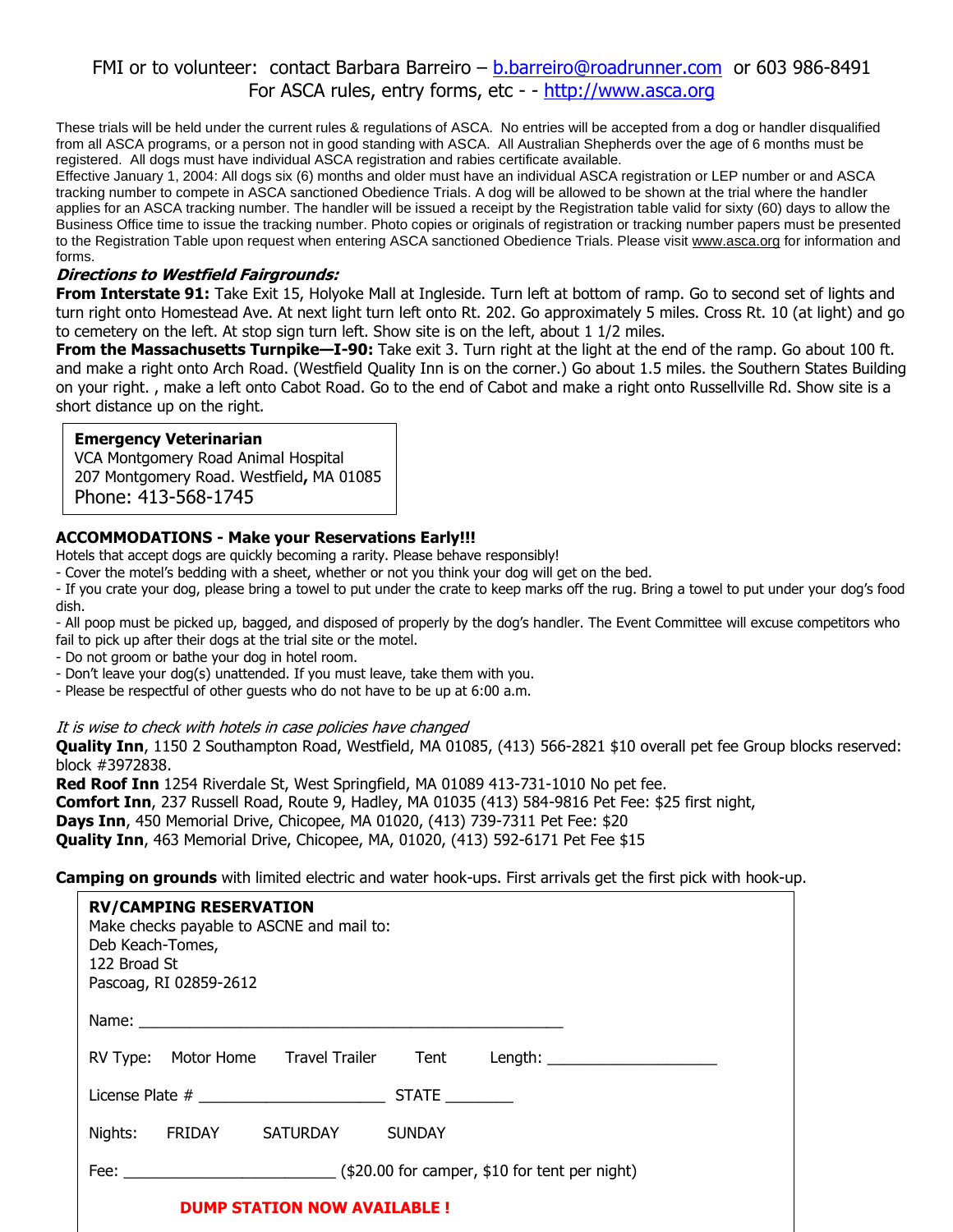FMI or to volunteer: contact Barbara Barreiro – b.barreiro@roadrunner.com or 603 986-8491
For ASCA rules, entry forms, etc - - http://www.asca.org

These trials will be held under the current rules & regulations of ASCA. No entries will be accepted from a dog or handler disqualified from all ASCA programs, or a person not in good standing with ASCA. All Australian Shepherds over the age of 6 months must be registered. All dogs must have individual ASCA registration and rabies certificate available.

Effective January 1, 2004: All dogs six (6) months and older must have an individual ASCA registration or LEP number or and ASCA tracking number to compete in ASCA sanctioned Obedience Trials. A dog will be allowed to be shown at the trial where the handler applies for an ASCA tracking number. The handler will be issued a receipt by the Registration table valid for sixty (60) days to allow the Business Office time to issue the tracking number. Photo copies or originals of registration or tracking number papers must be presented to the Registration Table upon request when entering ASCA sanctioned Obedience Trials. Please visit www.asca.org for information and forms.

***Directions to Westfield Fairgrounds:***

**From Interstate 91:** Take Exit 15, Holyoke Mall at Ingleside. Turn left at bottom of ramp. Go to second set of lights and turn right onto Homestead Ave. At next light turn left onto Rt. 202. Go approximately 5 miles. Cross Rt. 10 (at light) and go to cemetery on the left. At stop sign turn left. Show site is on the left, about 1 1/2 miles.

**From the Massachusetts Turnpike—I-90:** Take exit 3. Turn right at the light at the end of the ramp. Go about 100 ft. and make a right onto Arch Road. (Westfield Quality Inn is on the corner.) Go about 1.5 miles. the Southern States Building on your right. , make a left onto Cabot Road. Go to the end of Cabot and make a right onto Russellville Rd. Show site is a short distance up on the right.

**Emergency Veterinarian**
VCA Montgomery Road Animal Hospital
207 Montgomery Road. Westfield**,** MA 01085
Phone: 413-568-1745

**ACCOMMODATIONS - Make your Reservations Early!!!**

Hotels that accept dogs are quickly becoming a rarity. Please behave responsibly!

- Cover the motel's bedding with a sheet, whether or not you think your dog will get on the bed.
- If you crate your dog, please bring a towel to put under the crate to keep marks off the rug. Bring a towel to put under your dog's food dish.
- All poop must be picked up, bagged, and disposed of properly by the dog's handler. The Event Committee will excuse competitors who fail to pick up after their dogs at the trial site or the motel.
- Do not groom or bathe your dog in hotel room.
- Don't leave your dog(s) unattended. If you must leave, take them with you.
- Please be respectful of other guests who do not have to be up at 6:00 a.m.

*It is wise to check with hotels in case policies have changed*

**Quality Inn**, 1150 2 Southampton Road, Westfield, MA 01085, (413) 566-2821 $10 overall pet fee Group blocks reserved: block #3972838.
**Red Roof Inn** 1254 Riverdale St, West Springfield, MA 01089 413-731-1010 No pet fee.
**Comfort Inn**, 237 Russell Road, Route 9, Hadley, MA 01035 (413) 584-9816 Pet Fee: $25 first night,
**Days Inn**, 450 Memorial Drive, Chicopee, MA 01020, (413) 739-7311 Pet Fee: $20
**Quality Inn**, 463 Memorial Drive, Chicopee, MA, 01020, (413) 592-6171 Pet Fee $15

**Camping on grounds** with limited electric and water hook-ups. First arrivals get the first pick with hook-up.

**RV/CAMPING RESERVATION**
Make checks payable to ASCNE and mail to:
Deb Keach-Tomes,
122 Broad St
Pascoag, RI 02859-2612

Name: ____________________________________________________

RV Type: Motor Home Travel Trailer Tent Length: ____________________

License Plate # ______________________ STATE ________

Nights: FRIDAY SATURDAY SUNDAY

Fee: _________________________ ($20.00 for camper, $10 for tent per night)

**DUMP STATION NOW AVAILABLE !**